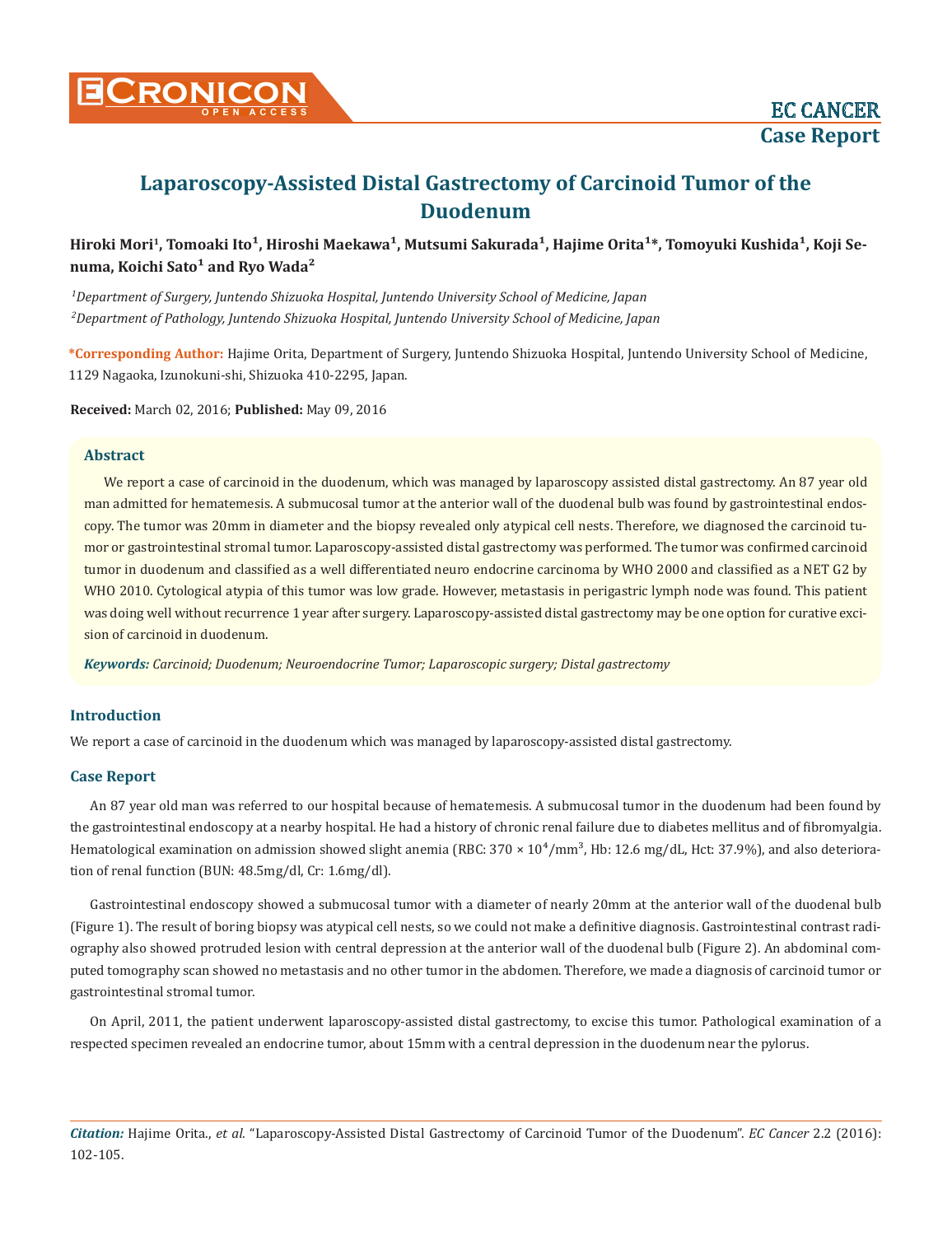# Laparoscopy-Assisted Distal Gastrectomy of Carcinoid Tumor of the Duodenum

**Hiroki Mori[1], Tomoaki Ito[1], Hiroshi Maekawa[1], Mutsumi Sakurada[1], Hajime Orita[1]*, Tomoyuki Kushida[1], Koji Senuma, Koichi Sato[1] and Ryo Wada[2]**

*[1]Department of Surgery, Juntendo Shizuoka Hospital, Juntendo University School of Medicine, Japan*

*[2]Department of Pathology, Juntendo Shizuoka Hospital, Juntendo University School of Medicine, Japan*

**\*Corresponding Author:** Hajime Orita, Department of Surgery, Juntendo Shizuoka Hospital, Juntendo University School of Medicine, 1129 Nagaoka, Izunokuni-shi, Shizuoka 410-2295, Japan.

**Received:** March 02, 2016; **Published:** May 09, 2016

## Abstract

We report a case of carcinoid in the duodenum, which was managed by laparoscopy assisted distal gastrectomy. An 87 year old man admitted for hematemesis. A submucosal tumor at the anterior wall of the duodenal bulb was found by gastrointestinal endoscopy. The tumor was 20mm in diameter and the biopsy revealed only atypical cell nests. Therefore, we diagnosed the carcinoid tumor or gastrointestinal stromal tumor. Laparoscopy-assisted distal gastrectomy was performed. The tumor was confirmed carcinoid tumor in duodenum and classified as a well differentiated neuro endocrine carcinoma by WHO 2000 and classified as a NET G2 by WHO 2010. Cytological atypia of this tumor was low grade. However, metastasis in perigastric lymph node was found. This patient was doing well without recurrence 1 year after surgery. Laparoscopy-assisted distal gastrectomy may be one option for curative excision of carcinoid in duodenum.

***Keywords:** Carcinoid; Duodenum; Neuroendocrine Tumor; Laparoscopic surgery; Distal gastrectomy*

## Introduction

We report a case of carcinoid in the duodenum which was managed by laparoscopy-assisted distal gastrectomy.

## Case Report

An 87 year old man was referred to our hospital because of hematemesis. A submucosal tumor in the duodenum had been found by the gastrointestinal endoscopy at a nearby hospital. He had a history of chronic renal failure due to diabetes mellitus and of fibromyalgia. Hematological examination on admission showed slight anemia (RBC: $370 \times 10^4/mm^3$, Hb: 12.6 mg/dL, Hct: 37.9%), and also deterioration of renal function (BUN: 48.5mg/dl, Cr: 1.6mg/dl).

Gastrointestinal endoscopy showed a submucosal tumor with a diameter of nearly 20mm at the anterior wall of the duodenal bulb (Figure 1). The result of boring biopsy was atypical cell nests, so we could not make a definitive diagnosis. Gastrointestinal contrast radiography also showed protruded lesion with central depression at the anterior wall of the duodenal bulb (Figure 2). An abdominal computed tomography scan showed no metastasis and no other tumor in the abdomen. Therefore, we made a diagnosis of carcinoid tumor or gastrointestinal stromal tumor.

On April, 2011, the patient underwent laparoscopy-assisted distal gastrectomy, to excise this tumor. Pathological examination of a respected specimen revealed an endocrine tumor, about 15mm with a central depression in the duodenum near the pylorus.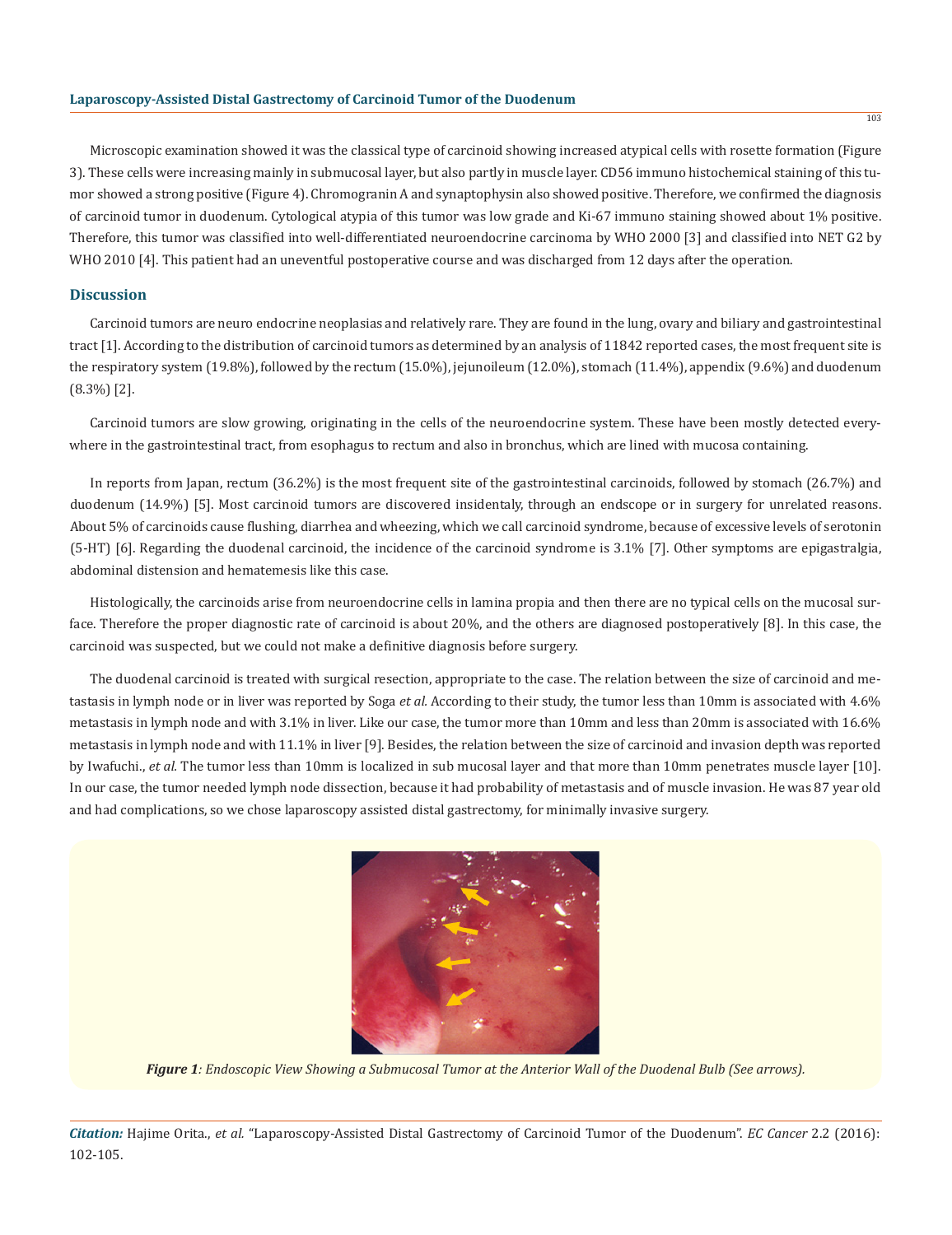Microscopic examination showed it was the classical type of carcinoid showing increased atypical cells with rosette formation (Figure 3). These cells were increasing mainly in submucosal layer, but also partly in muscle layer. CD56 immuno histochemical staining of this tumor showed a strong positive (Figure 4). Chromogranin A and synaptophysin also showed positive. Therefore, we confirmed the diagnosis of carcinoid tumor in duodenum. Cytological atypia of this tumor was low grade and Ki-67 immuno staining showed about 1% positive. Therefore, this tumor was classified into well-differentiated neuroendocrine carcinoma by WHO 2000 [3] and classified into NET G2 by WHO 2010 [4]. This patient had an uneventful postoperative course and was discharged from 12 days after the operation.

## Discussion

Carcinoid tumors are neuro endocrine neoplasias and relatively rare. They are found in the lung, ovary and biliary and gastrointestinal tract [1]. According to the distribution of carcinoid tumors as determined by an analysis of 11842 reported cases, the most frequent site is the respiratory system (19.8%), followed by the rectum (15.0%), jejunoileum (12.0%), stomach (11.4%), appendix (9.6%) and duodenum (8.3%) [2].

Carcinoid tumors are slow growing, originating in the cells of the neuroendocrine system. These have been mostly detected everywhere in the gastrointestinal tract, from esophagus to rectum and also in bronchus, which are lined with mucosa containing.

In reports from Japan, rectum (36.2%) is the most frequent site of the gastrointestinal carcinoids, followed by stomach (26.7%) and duodenum (14.9%) [5]. Most carcinoid tumors are discovered insidentaly, through an endscope or in surgery for unrelated reasons. About 5% of carcinoids cause flushing, diarrhea and wheezing, which we call carcinoid syndrome, because of excessive levels of serotonin (5-HT) [6]. Regarding the duodenal carcinoid, the incidence of the carcinoid syndrome is 3.1% [7]. Other symptoms are epigastralgia, abdominal distension and hematemesis like this case.

Histologically, the carcinoids arise from neuroendocrine cells in lamina propia and then there are no typical cells on the mucosal surface. Therefore the proper diagnostic rate of carcinoid is about 20%, and the others are diagnosed postoperatively [8]. In this case, the carcinoid was suspected, but we could not make a definitive diagnosis before surgery.

The duodenal carcinoid is treated with surgical resection, appropriate to the case. The relation between the size of carcinoid and metastasis in lymph node or in liver was reported by Soga *et al.* According to their study, the tumor less than 10mm is associated with 4.6% metastasis in lymph node and with 3.1% in liver. Like our case, the tumor more than 10mm and less than 20mm is associated with 16.6% metastasis in lymph node and with 11.1% in liver [9]. Besides, the relation between the size of carcinoid and invasion depth was reported by Iwafuchi., *et al.* The tumor less than 10mm is localized in sub mucosal layer and that more than 10mm penetrates muscle layer [10]. In our case, the tumor needed lymph node dissection, because it had probability of metastasis and of muscle invasion. He was 87 year old and had complications, so we chose laparoscopy assisted distal gastrectomy, for minimally invasive surgery.

***Figure 1**: Endoscopic View Showing a Submucosal Tumor at the Anterior Wall of the Duodenal Bulb (See arrows).*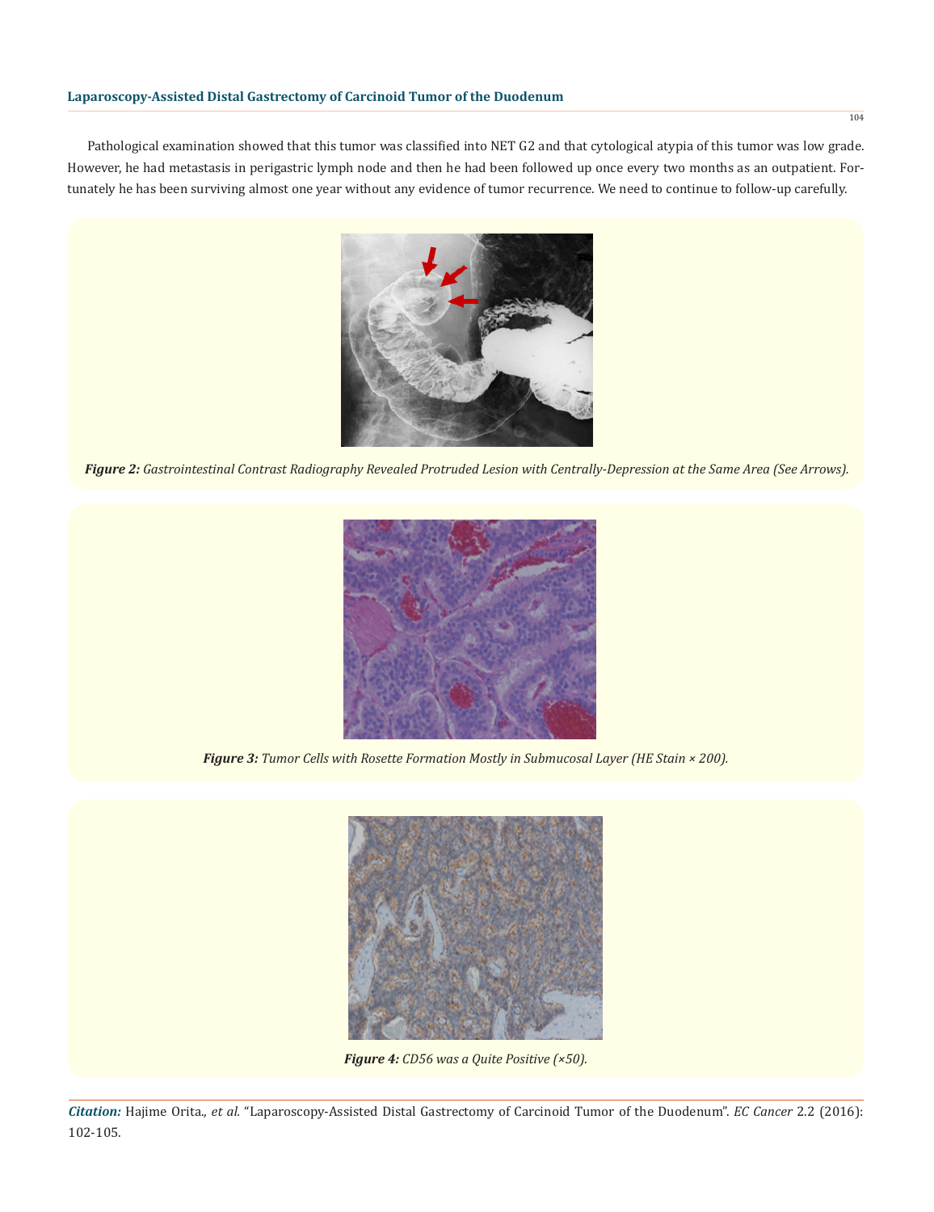Pathological examination showed that this tumor was classified into NET G2 and that cytological atypia of this tumor was low grade. However, he had metastasis in perigastric lymph node and then he had been followed up once every two months as an outpatient. Fortunately he has been surviving almost one year without any evidence of tumor recurrence. We need to continue to follow-up carefully.

***Figure 2:*** *Gastrointestinal Contrast Radiography Revealed Protruded Lesion with Centrally-Depression at the Same Area (See Arrows).*

***Figure 3:*** *Tumor Cells with Rosette Formation Mostly in Submucosal Layer (HE Stain × 200).*

***Figure 4:*** *CD56 was a Quite Positive (×50).*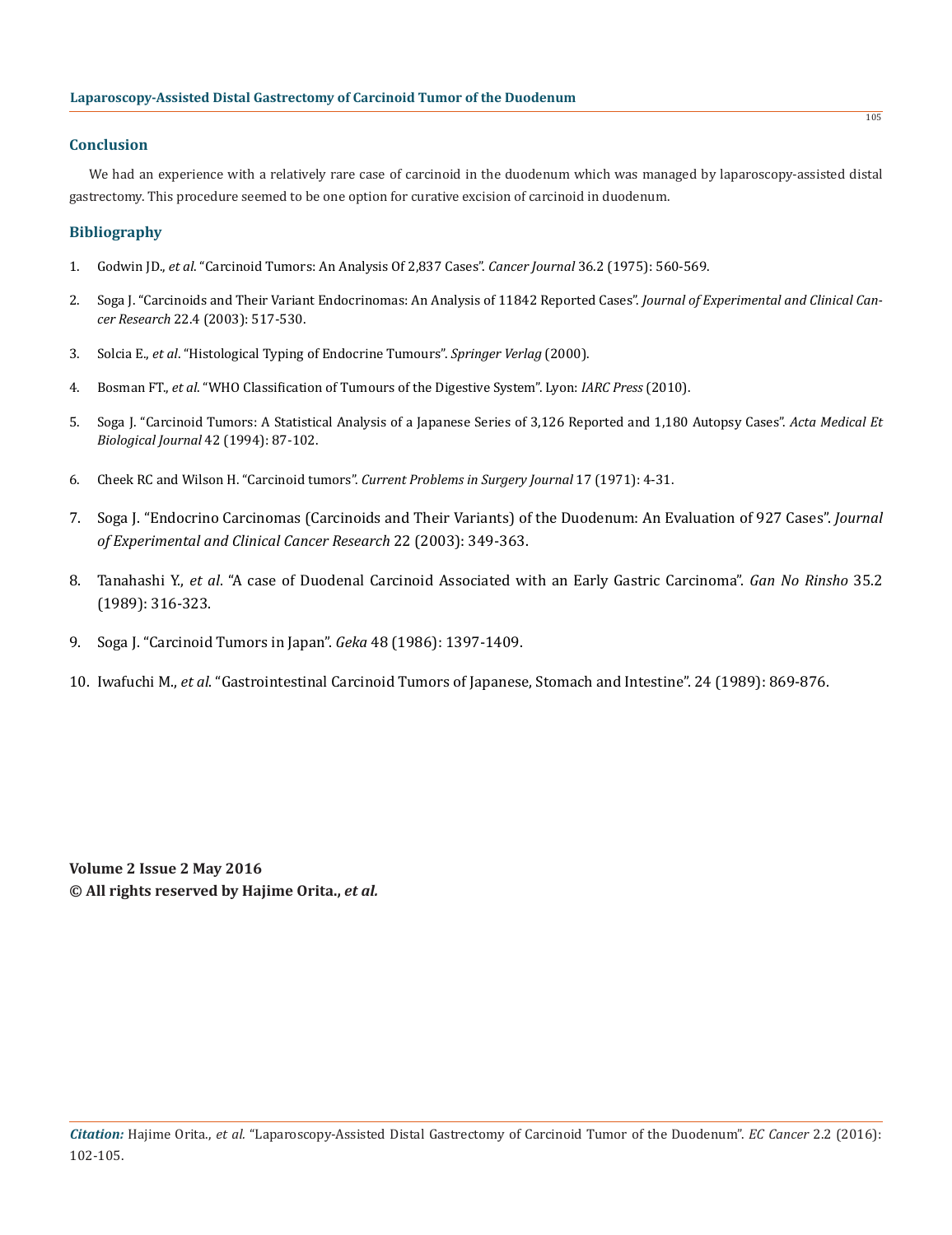## Conclusion

We had an experience with a relatively rare case of carcinoid in the duodenum which was managed by laparoscopy-assisted distal gastrectomy. This procedure seemed to be one option for curative excision of carcinoid in duodenum.

## Bibliography

1. Godwin JD., *et al*. "Carcinoid Tumors: An Analysis Of 2,837 Cases". *Cancer Journal* 36.2 (1975): 560-569.
2. Soga J. "Carcinoids and Their Variant Endocrinomas: An Analysis of 11842 Reported Cases". *Journal of Experimental and Clinical Cancer Research* 22.4 (2003): 517-530.
3. Solcia E., *et al*. "Histological Typing of Endocrine Tumours". *Springer Verlag* (2000).
4. Bosman FT., *et al*. "WHO Classification of Tumours of the Digestive System". Lyon: *IARC Press* (2010).
5. Soga J. "Carcinoid Tumors: A Statistical Analysis of a Japanese Series of 3,126 Reported and 1,180 Autopsy Cases". *Acta Medical Et Biological Journal* 42 (1994): 87-102.
6. Cheek RC and Wilson H. "Carcinoid tumors". *Current Problems in Surgery Journal* 17 (1971): 4-31.
7. Soga J. "Endocrino Carcinomas (Carcinoids and Their Variants) of the Duodenum: An Evaluation of 927 Cases". *Journal of Experimental and Clinical Cancer Research* 22 (2003): 349-363.
8. Tanahashi Y., *et al*. "A case of Duodenal Carcinoid Associated with an Early Gastric Carcinoma". *Gan No Rinsho* 35.2 (1989): 316-323.
9. Soga J. "Carcinoid Tumors in Japan". *Geka* 48 (1986): 1397-1409.
10. Iwafuchi M., *et al*. "Gastrointestinal Carcinoid Tumors of Japanese, Stomach and Intestine". 24 (1989): 869-876.

**Volume 2 Issue 2 May 2016**
**© All rights reserved by Hajime Orita., *et al.***